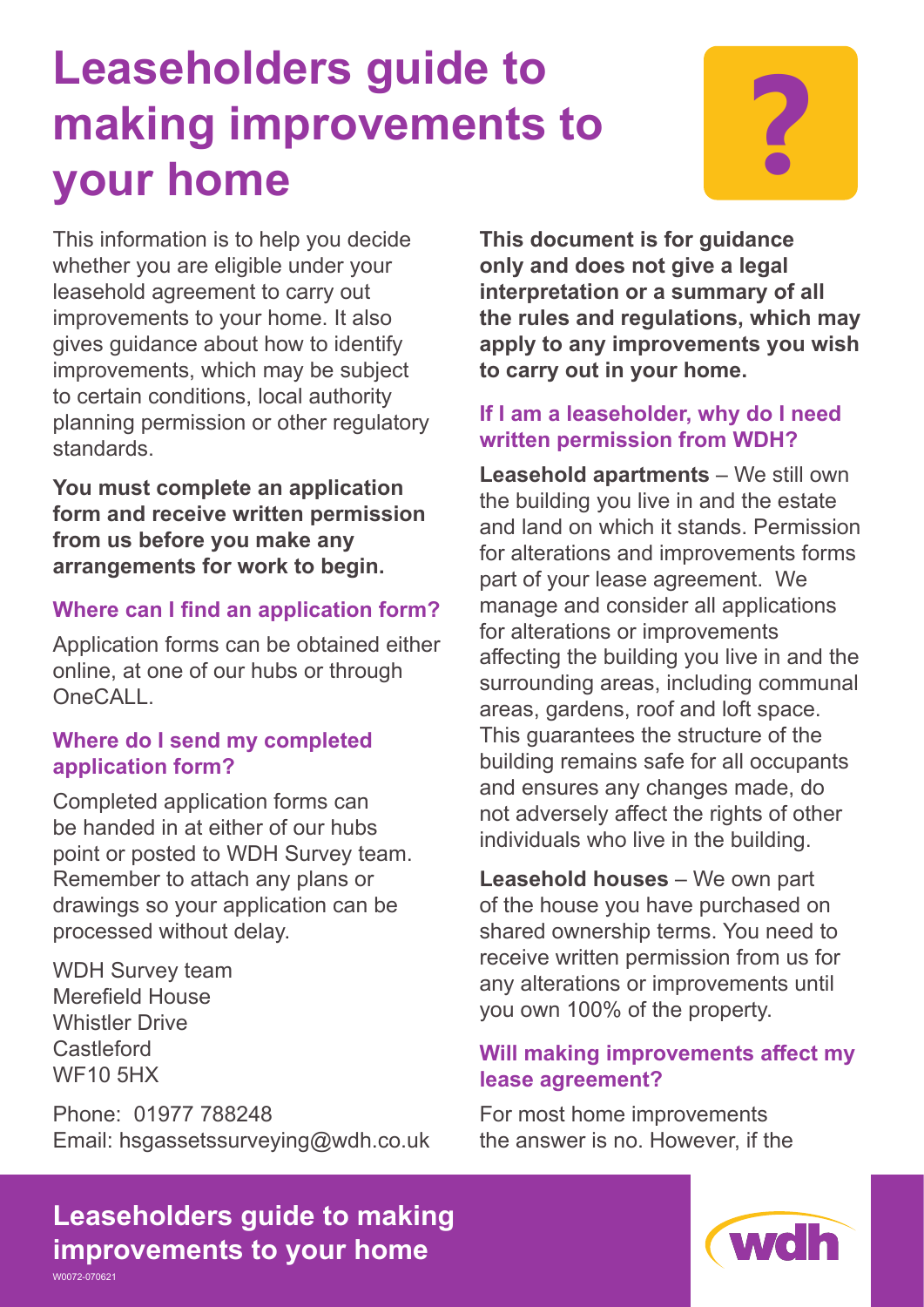# Leaseholders guide to making improvements to your home

This information is to help you decide whether you are eligible under your leasehold agreement to carry out improvements to your home. It also gives guidance about how to identify improvements, which may be subject to certain conditions, local authority planning permission or other regulatory standards.

**You must complete an application form and receive written permission from us before you make any arrangements for work to begin.**

### Where can I find an application form?

Application forms can be obtained either online, at one of our hubs or through OneCALL.

### Where do I send my completed application form?

Completed application forms can be handed in at either of our hubs point or posted to WDH Survey team. Remember to attach any plans or drawings so your application can be processed without delay.

WDH Survey team
Merefield House
Whistler Drive
Castleford
WF10 5HX

Phone: 01977 788248
Email: hsgassetssurveying@wdh.co.uk

**This document is for guidance only and does not give a legal interpretation or a summary of all the rules and regulations, which may apply to any improvements you wish to carry out in your home.**

### If I am a leaseholder, why do I need written permission from WDH?

**Leasehold apartments** – We still own the building you live in and the estate and land on which it stands. Permission for alterations and improvements forms part of your lease agreement. We manage and consider all applications for alterations or improvements affecting the building you live in and the surrounding areas, including communal areas, gardens, roof and loft space. This guarantees the structure of the building remains safe for all occupants and ensures any changes made, do not adversely affect the rights of other individuals who live in the building.

**Leasehold houses** – We own part of the house you have purchased on shared ownership terms. You need to receive written permission from us for any alterations or improvements until you own 100% of the property.

### Will making improvements affect my lease agreement?

For most home improvements the answer is no. However, if the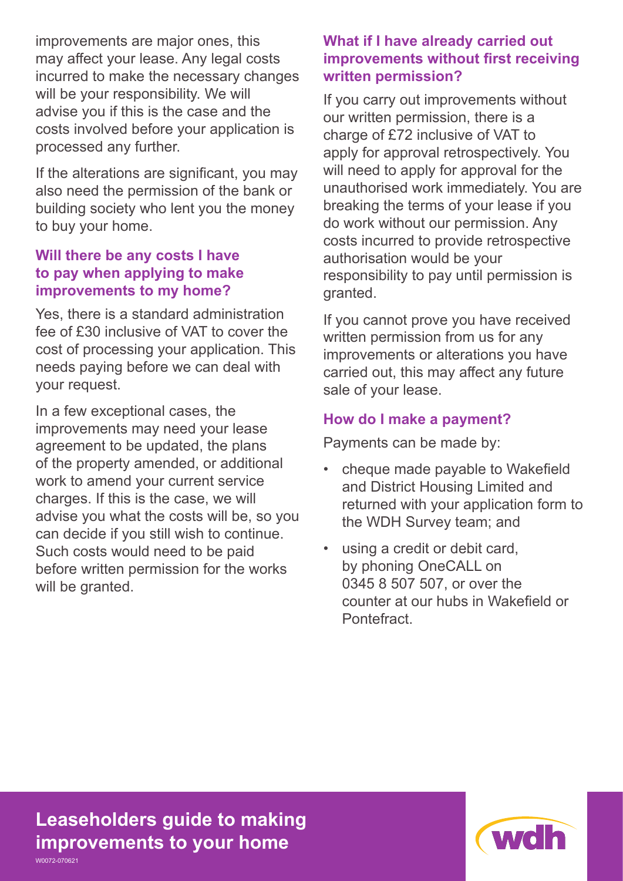improvements are major ones, this may affect your lease. Any legal costs incurred to make the necessary changes will be your responsibility. We will advise you if this is the case and the costs involved before your application is processed any further.

If the alterations are significant, you may also need the permission of the bank or building society who lent you the money to buy your home.

### Will there be any costs I have to pay when applying to make improvements to my home?

Yes, there is a standard administration fee of £30 inclusive of VAT to cover the cost of processing your application. This needs paying before we can deal with your request.

In a few exceptional cases, the improvements may need your lease agreement to be updated, the plans of the property amended, or additional work to amend your current service charges. If this is the case, we will advise you what the costs will be, so you can decide if you still wish to continue. Such costs would need to be paid before written permission for the works will be granted.

### What if I have already carried out improvements without first receiving written permission?

If you carry out improvements without our written permission, there is a charge of £72 inclusive of VAT to apply for approval retrospectively. You will need to apply for approval for the unauthorised work immediately. You are breaking the terms of your lease if you do work without our permission. Any costs incurred to provide retrospective authorisation would be your responsibility to pay until permission is granted.

If you cannot prove you have received written permission from us for any improvements or alterations you have carried out, this may affect any future sale of your lease.

### How do I make a payment?

Payments can be made by:

- cheque made payable to Wakefield and District Housing Limited and returned with your application form to the WDH Survey team; and
- using a credit or debit card, by phoning OneCALL on 0345 8 507 507, or over the counter at our hubs in Wakefield or Pontefract.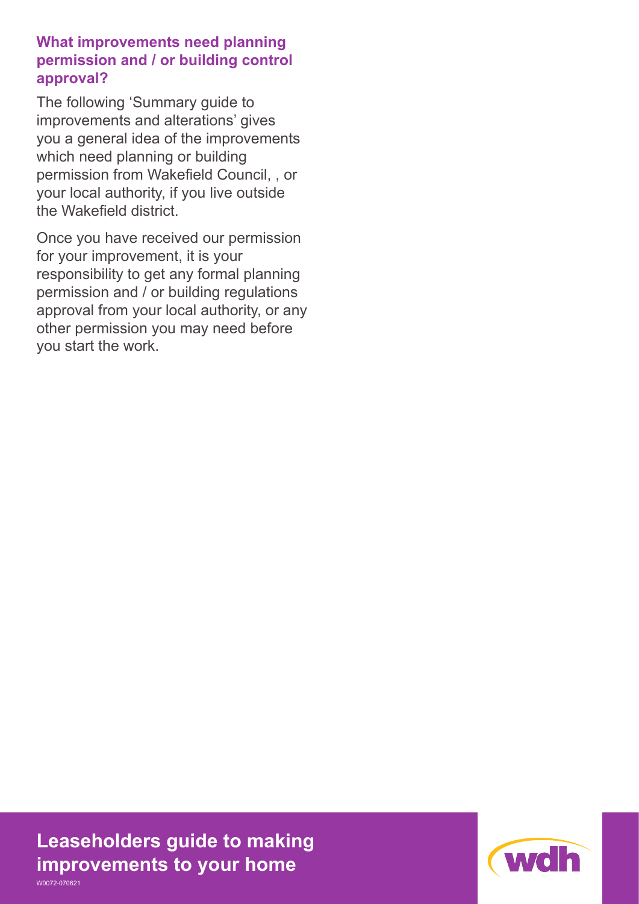## What improvements need planning permission and / or building control approval?

The following 'Summary guide to improvements and alterations' gives you a general idea of the improvements which need planning or building permission from Wakefield Council, , or your local authority, if you live outside the Wakefield district.

Once you have received our permission for your improvement, it is your responsibility to get any formal planning permission and / or building regulations approval from your local authority, or any other permission you may need before you start the work.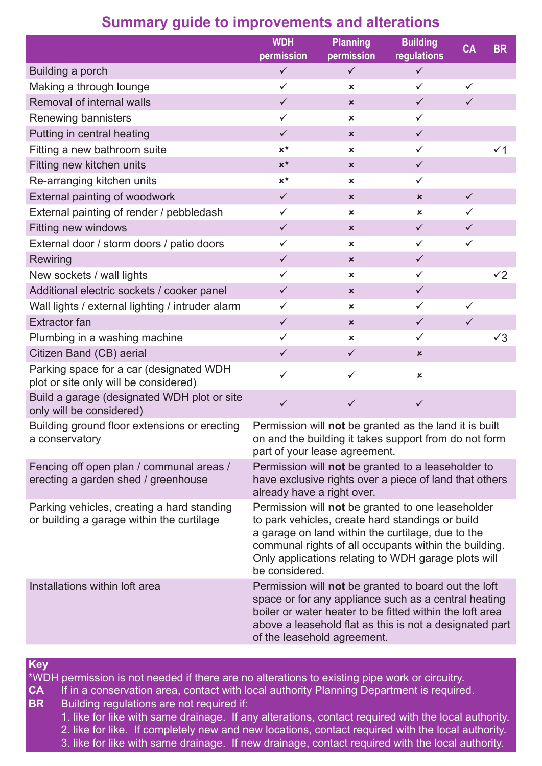## Summary guide to improvements and alterations

| | WDH permission | Planning permission | Building regulations | CA | BR |
|---|---|---|---|---|---|
| Building a porch | ✓ | ✓ | ✓ | | |
| Making a through lounge | ✓ | × | ✓ | ✓ | |
| Removal of internal walls | ✓ | × | ✓ | ✓ | |
| Renewing bannisters | ✓ | × | ✓ | | |
| Putting in central heating | ✓ | × | ✓ | | |
| Fitting a new bathroom suite | ×* | × | ✓ | | ✓1 |
| Fitting new kitchen units | ×* | × | ✓ | | |
| Re-arranging kitchen units | ×* | × | ✓ | | |
| External painting of woodwork | ✓ | × | × | ✓ | |
| External painting of render / pebbledash | ✓ | × | × | ✓ | |
| Fitting new windows | ✓ | × | ✓ | ✓ | |
| External door / storm doors / patio doors | ✓ | × | ✓ | ✓ | |
| Rewiring | ✓ | × | ✓ | | |
| New sockets / wall lights | ✓ | × | ✓ | | ✓2 |
| Additional electric sockets / cooker panel | ✓ | × | ✓ | | |
| Wall lights / external lighting / intruder alarm | ✓ | × | ✓ | ✓ | |
| Extractor fan | ✓ | × | ✓ | ✓ | |
| Plumbing in a washing machine | ✓ | × | ✓ | | ✓3 |
| Citizen Band (CB) aerial | ✓ | ✓ | × | | |
| Parking space for a car (designated WDH plot or site only will be considered) | ✓ | ✓ | × | | |
| Build a garage (designated WDH plot or site only will be considered) | ✓ | ✓ | ✓ | | |
| Building ground floor extensions or erecting a conservatory | Permission will **not** be granted as the land it is built on and the building it takes support from do not form part of your lease agreement. | | | | |
| Fencing off open plan / communal areas / erecting a garden shed / greenhouse | Permission will **not** be granted to a leaseholder to have exclusive rights over a piece of land that others already have a right over. | | | | |
| Parking vehicles, creating a hard standing or building a garage within the curtilage | Permission will **not** be granted to one leaseholder to park vehicles, create hard standings or build a garage on land within the curtilage, due to the communal rights of all occupants within the building. Only applications relating to WDH garage plots will be considered. | | | | |
| Installations within loft area | Permission will **not** be granted to board out the loft space or for any appliance such as a central heating boiler or water heater to be fitted within the loft area above a leasehold flat as this is not a designated part of the leasehold agreement. | | | | |

**Key**

*WDH permission is not needed if there are no alterations to existing pipe work or circuitry.

**CA** If in a conservation area, contact with local authority Planning Department is required.

**BR** Building regulations are not required if:

1. like for like with same drainage. If any alterations, contact required with the local authority.
2. like for like. If completely new and new locations, contact required with the local authority.
3. like for like with same drainage. If new drainage, contact required with the local authority.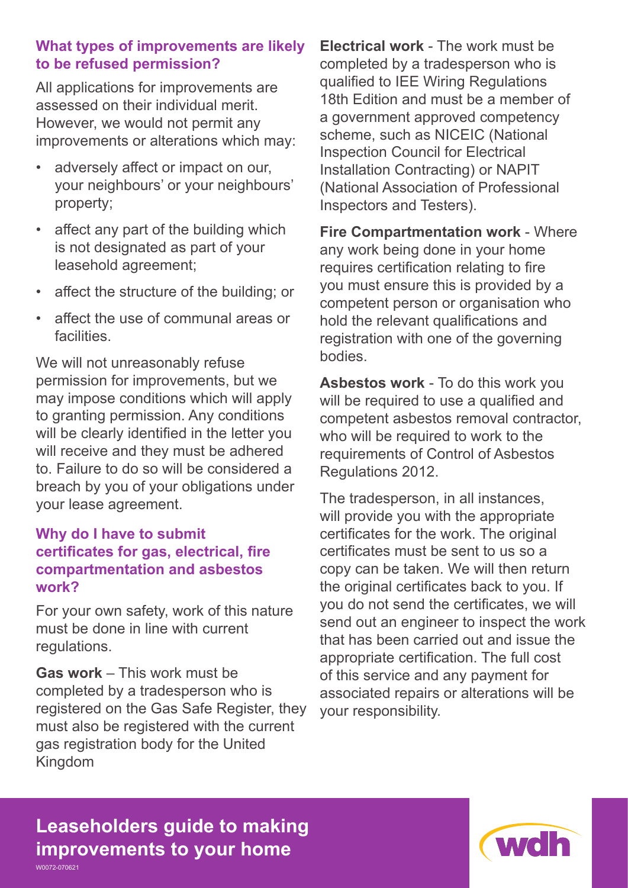### What types of improvements are likely to be refused permission?

All applications for improvements are assessed on their individual merit. However, we would not permit any improvements or alterations which may:

- adversely affect or impact on our, your neighbours' or your neighbours' property;
- affect any part of the building which is not designated as part of your leasehold agreement;
- affect the structure of the building; or
- affect the use of communal areas or facilities.

We will not unreasonably refuse permission for improvements, but we may impose conditions which will apply to granting permission. Any conditions will be clearly identified in the letter you will receive and they must be adhered to. Failure to do so will be considered a breach by you of your obligations under your lease agreement.

### Why do I have to submit certificates for gas, electrical, fire compartmentation and asbestos work?

For your own safety, work of this nature must be done in line with current regulations.

**Gas work** – This work must be completed by a tradesperson who is registered on the Gas Safe Register, they must also be registered with the current gas registration body for the United Kingdom

**Electrical work** - The work must be completed by a tradesperson who is qualified to IEE Wiring Regulations 18th Edition and must be a member of a government approved competency scheme, such as NICEIC (National Inspection Council for Electrical Installation Contracting) or NAPIT (National Association of Professional Inspectors and Testers).

**Fire Compartmentation work** - Where any work being done in your home requires certification relating to fire you must ensure this is provided by a competent person or organisation who hold the relevant qualifications and registration with one of the governing bodies.

**Asbestos work** - To do this work you will be required to use a qualified and competent asbestos removal contractor, who will be required to work to the requirements of Control of Asbestos Regulations 2012.

The tradesperson, in all instances, will provide you with the appropriate certificates for the work. The original certificates must be sent to us so a copy can be taken. We will then return the original certificates back to you. If you do not send the certificates, we will send out an engineer to inspect the work that has been carried out and issue the appropriate certification. The full cost of this service and any payment for associated repairs or alterations will be your responsibility.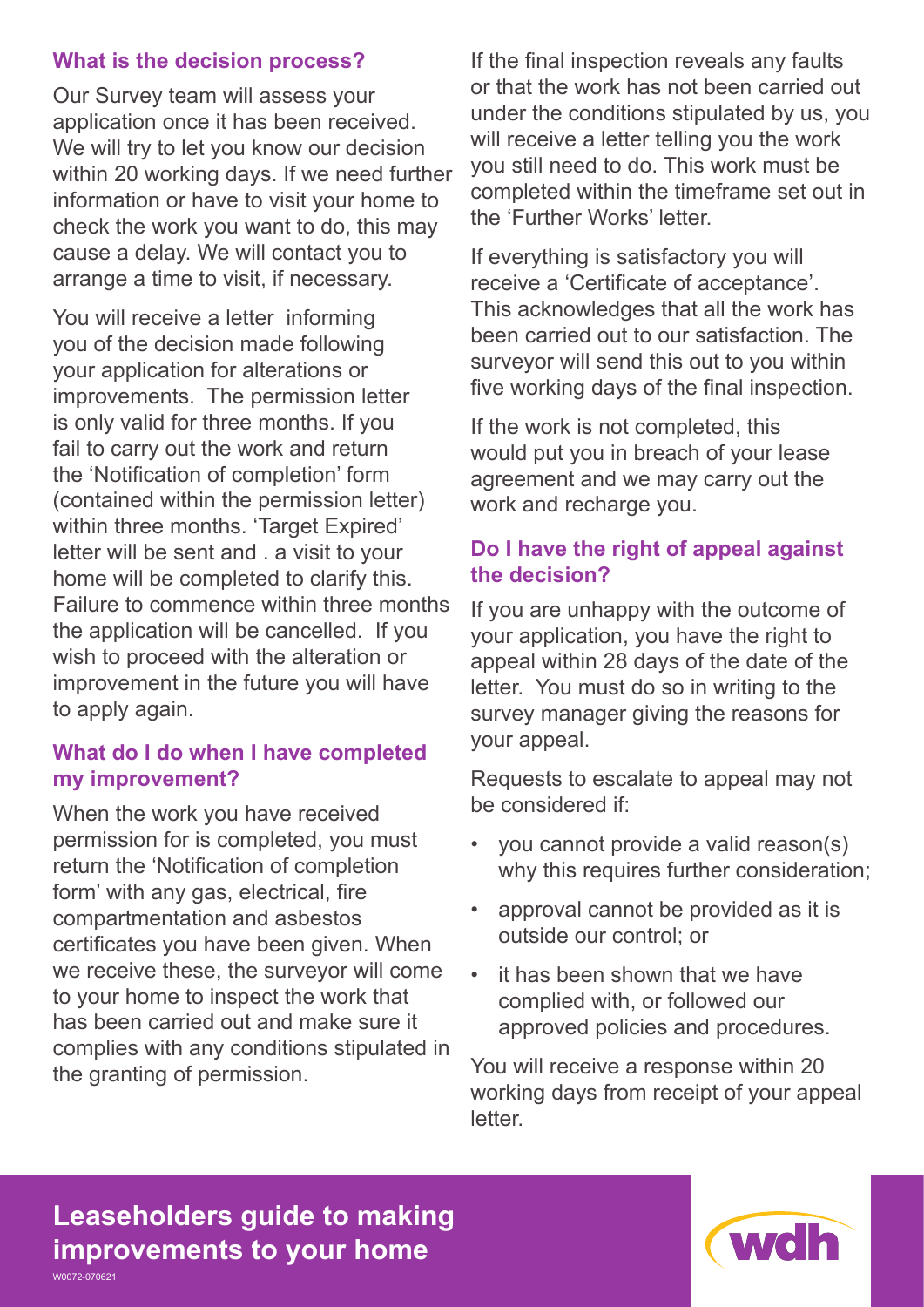### What is the decision process?

Our Survey team will assess your application once it has been received. We will try to let you know our decision within 20 working days. If we need further information or have to visit your home to check the work you want to do, this may cause a delay. We will contact you to arrange a time to visit, if necessary.

You will receive a letter informing you of the decision made following your application for alterations or improvements. The permission letter is only valid for three months. If you fail to carry out the work and return the 'Notification of completion' form (contained within the permission letter) within three months. 'Target Expired' letter will be sent and . a visit to your home will be completed to clarify this. Failure to commence within three months the application will be cancelled. If you wish to proceed with the alteration or improvement in the future you will have to apply again.

### What do I do when I have completed my improvement?

When the work you have received permission for is completed, you must return the 'Notification of completion form' with any gas, electrical, fire compartmentation and asbestos certificates you have been given. When we receive these, the surveyor will come to your home to inspect the work that has been carried out and make sure it complies with any conditions stipulated in the granting of permission.

If the final inspection reveals any faults or that the work has not been carried out under the conditions stipulated by us, you will receive a letter telling you the work you still need to do. This work must be completed within the timeframe set out in the 'Further Works' letter.

If everything is satisfactory you will receive a 'Certificate of acceptance'. This acknowledges that all the work has been carried out to our satisfaction. The surveyor will send this out to you within five working days of the final inspection.

If the work is not completed, this would put you in breach of your lease agreement and we may carry out the work and recharge you.

### Do I have the right of appeal against the decision?

If you are unhappy with the outcome of your application, you have the right to appeal within 28 days of the date of the letter. You must do so in writing to the survey manager giving the reasons for your appeal.

Requests to escalate to appeal may not be considered if:

- you cannot provide a valid reason(s) why this requires further consideration;
- approval cannot be provided as it is outside our control; or
- it has been shown that we have complied with, or followed our approved policies and procedures.

You will receive a response within 20 working days from receipt of your appeal letter.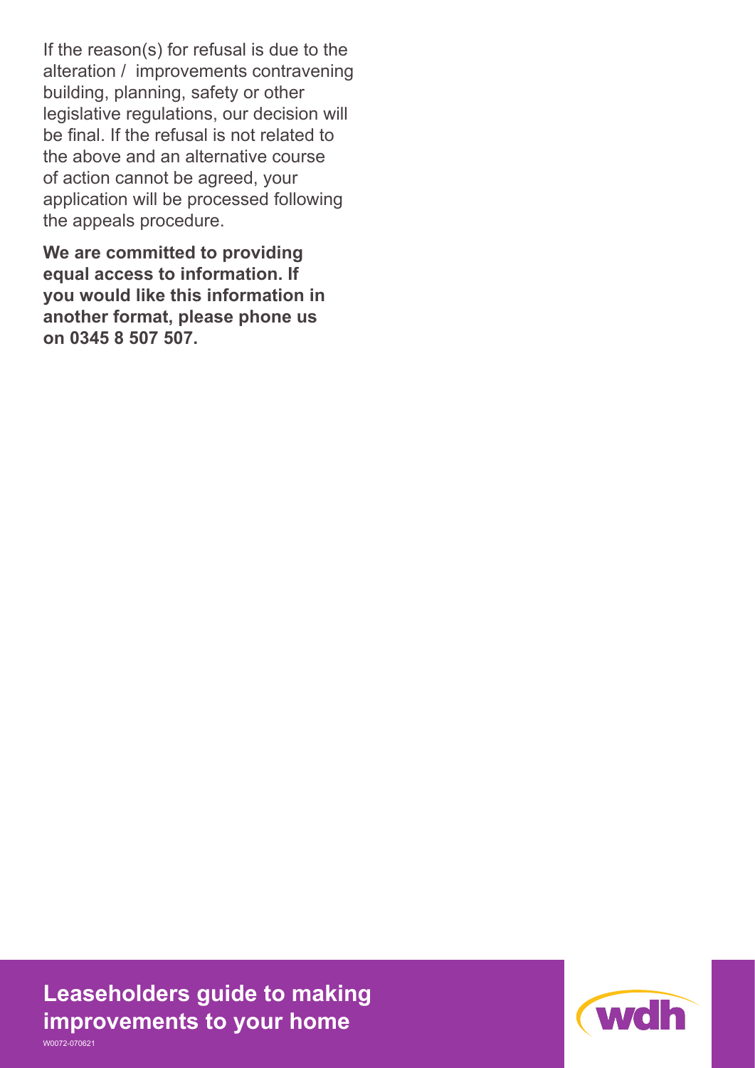If the reason(s) for refusal is due to the alteration / improvements contravening building, planning, safety or other legislative regulations, our decision will be final. If the refusal is not related to the above and an alternative course of action cannot be agreed, your application will be processed following the appeals procedure.

**We are committed to providing equal access to information. If you would like this information in another format, please phone us on 0345 8 507 507.**

**Leaseholders guide to making improvements to your home**

W0072-070621